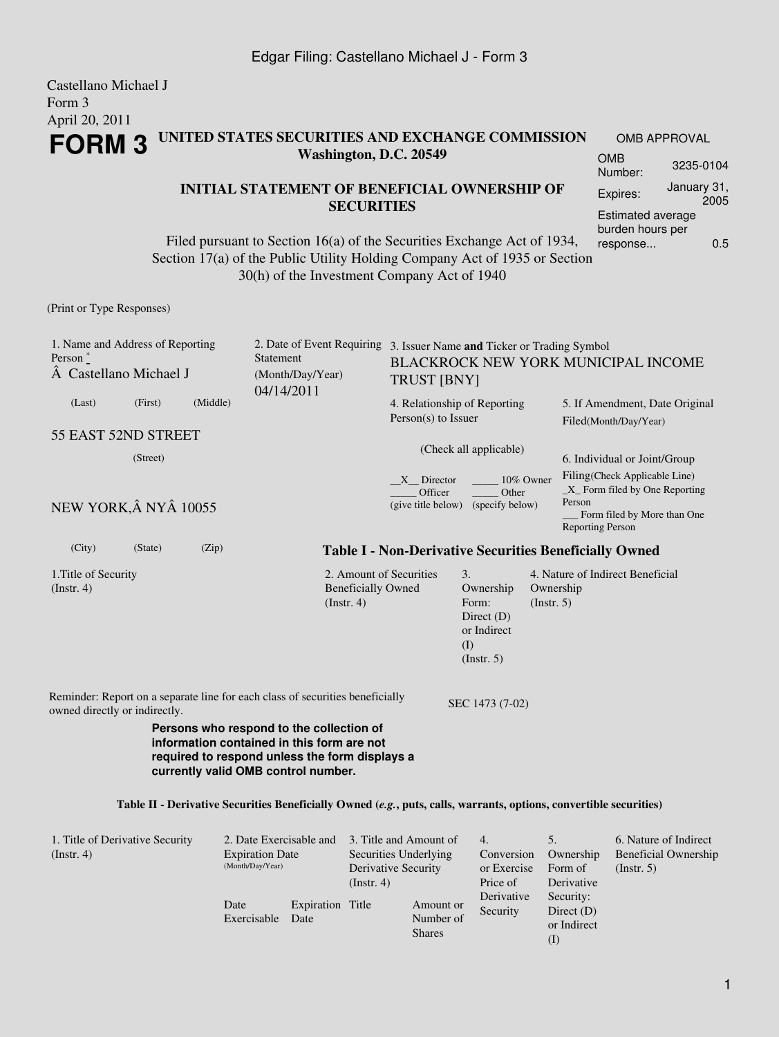Castellano Michael J
Form 3
April 20, 2011

# FORM 3

**UNITED STATES SECURITIES AND EXCHANGE COMMISSION**
**Washington, D.C. 20549**

**INITIAL STATEMENT OF BENEFICIAL OWNERSHIP OF SECURITIES**

Filed pursuant to Section 16(a) of the Securities Exchange Act of 1934, Section 17(a) of the Public Utility Holding Company Act of 1935 or Section 30(h) of the Investment Company Act of 1940

| OMB APPROVAL | |
|---|---|
| OMB Number: | 3235-0104 |
| Expires: | January 31, 2005 |
| Estimated average burden hours per response... | 0.5 |

(Print or Type Responses)

1. Name and Address of Reporting Person *
Â Castellano Michael J
(Last) (First) (Middle)

55 EAST 52ND STREET
(Street)

NEW YORK,Â NYÂ 10055
(City) (State) (Zip)

2. Date of Event Requiring Statement (Month/Day/Year)
04/14/2011

3. Issuer Name **and** Ticker or Trading Symbol
BLACKROCK NEW YORK MUNICIPAL INCOME TRUST [BNY]

4. Relationship of Reporting Person(s) to Issuer

(Check all applicable)

\_\_X\_\_ Director \_\_\_\_\_ 10% Owner
\_\_\_\_\_ Officer (give title below) \_\_\_\_\_ Other (specify below)

5. If Amendment, Date Original Filed(Month/Day/Year)

6. Individual or Joint/Group Filing(Check Applicable Line)
\_X\_ Form filed by One Reporting Person
\_\_\_ Form filed by More than One Reporting Person

## Table I - Non-Derivative Securities Beneficially Owned

| 1.Title of Security (Instr. 4) | 2. Amount of Securities Beneficially Owned (Instr. 4) | 3. Ownership Form: Direct (D) or Indirect (I) (Instr. 5) | 4. Nature of Indirect Beneficial Ownership (Instr. 5) |
|---|---|---|---|

Reminder: Report on a separate line for each class of securities beneficially owned directly or indirectly.

SEC 1473 (7-02)

**Persons who respond to the collection of information contained in this form are not required to respond unless the form displays a currently valid OMB control number.**

## Table II - Derivative Securities Beneficially Owned (*e.g.*, puts, calls, warrants, options, convertible securities)

| 1. Title of Derivative Security (Instr. 4) | 2. Date Exercisable and Expiration Date (Month/Day/Year) | | 3. Title and Amount of Securities Underlying Derivative Security (Instr. 4) | | 4. Conversion or Exercise Price of Derivative Security | 5. Ownership Form of Derivative Security: Direct (D) or Indirect (I) | 6. Nature of Indirect Beneficial Ownership (Instr. 5) |
|---|---|---|---|---|---|---|---|
| | Date Exercisable | Expiration Date | Title | Amount or Number of Shares | | | |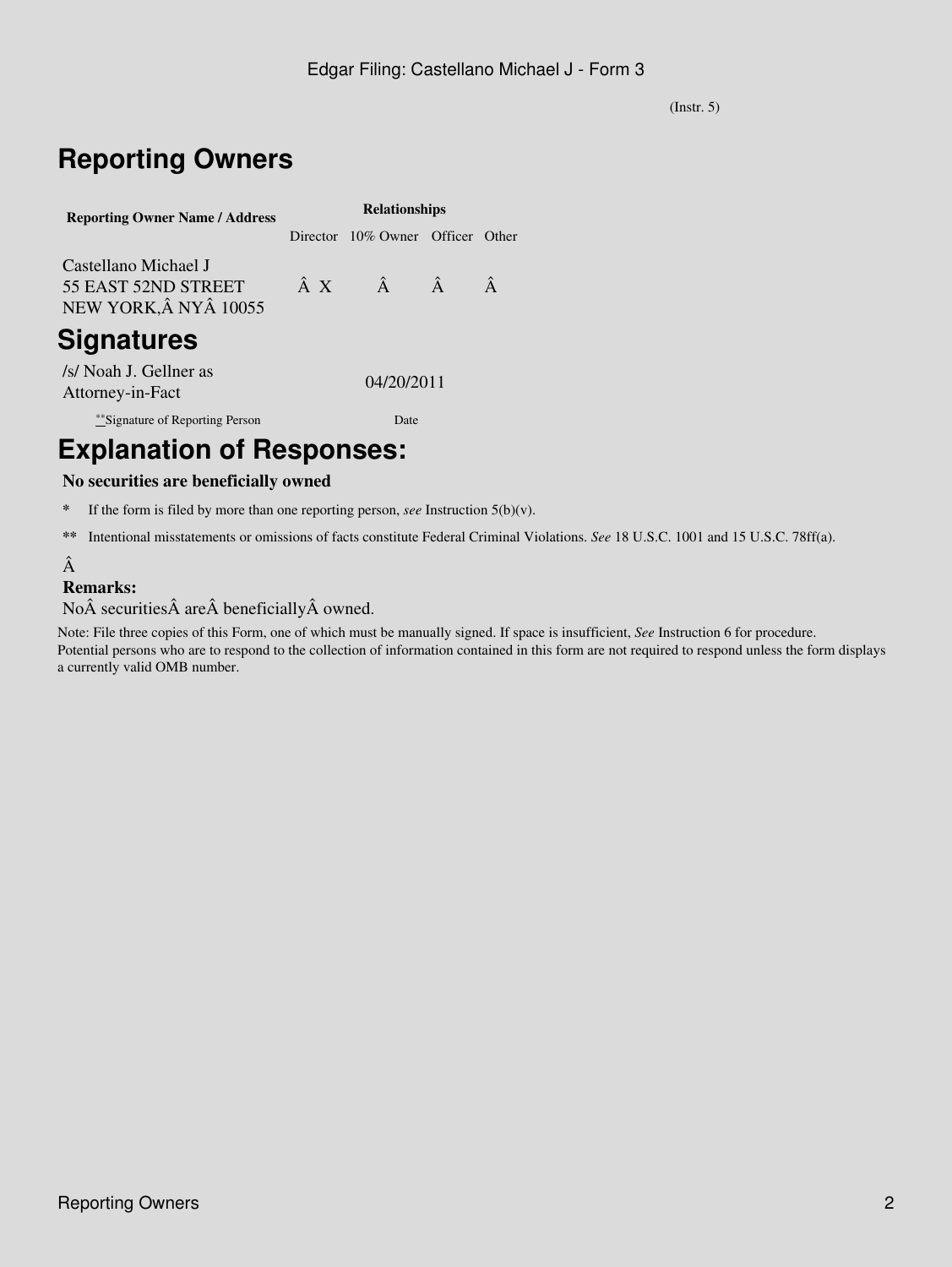(Instr. 5)

# Reporting Owners

| Reporting Owner Name / Address | Relationships | | | |
|---|---|---|---|---|
| | Director | 10% Owner | Officer | Other |
| Castellano Michael J<br>55 EAST 52ND STREET<br>NEW YORK, NY 10055 | X | | | |

# Signatures

| /s/ Noah J. Gellner as Attorney-in-Fact | 04/20/2011 |
|---|---|
| **Signature of Reporting Person | Date |

# Explanation of Responses:

**No securities are beneficially owned**

\* If the form is filed by more than one reporting person, *see* Instruction 5(b)(v).

\*\* Intentional misstatements or omissions of facts constitute Federal Criminal Violations. *See* 18 U.S.C. 1001 and 15 U.S.C. 78ff(a).

**Remarks:**

No securities are beneficially owned.

Note: File three copies of this Form, one of which must be manually signed. If space is insufficient, *See* Instruction 6 for procedure.
Potential persons who are to respond to the collection of information contained in this form are not required to respond unless the form displays a currently valid OMB number.